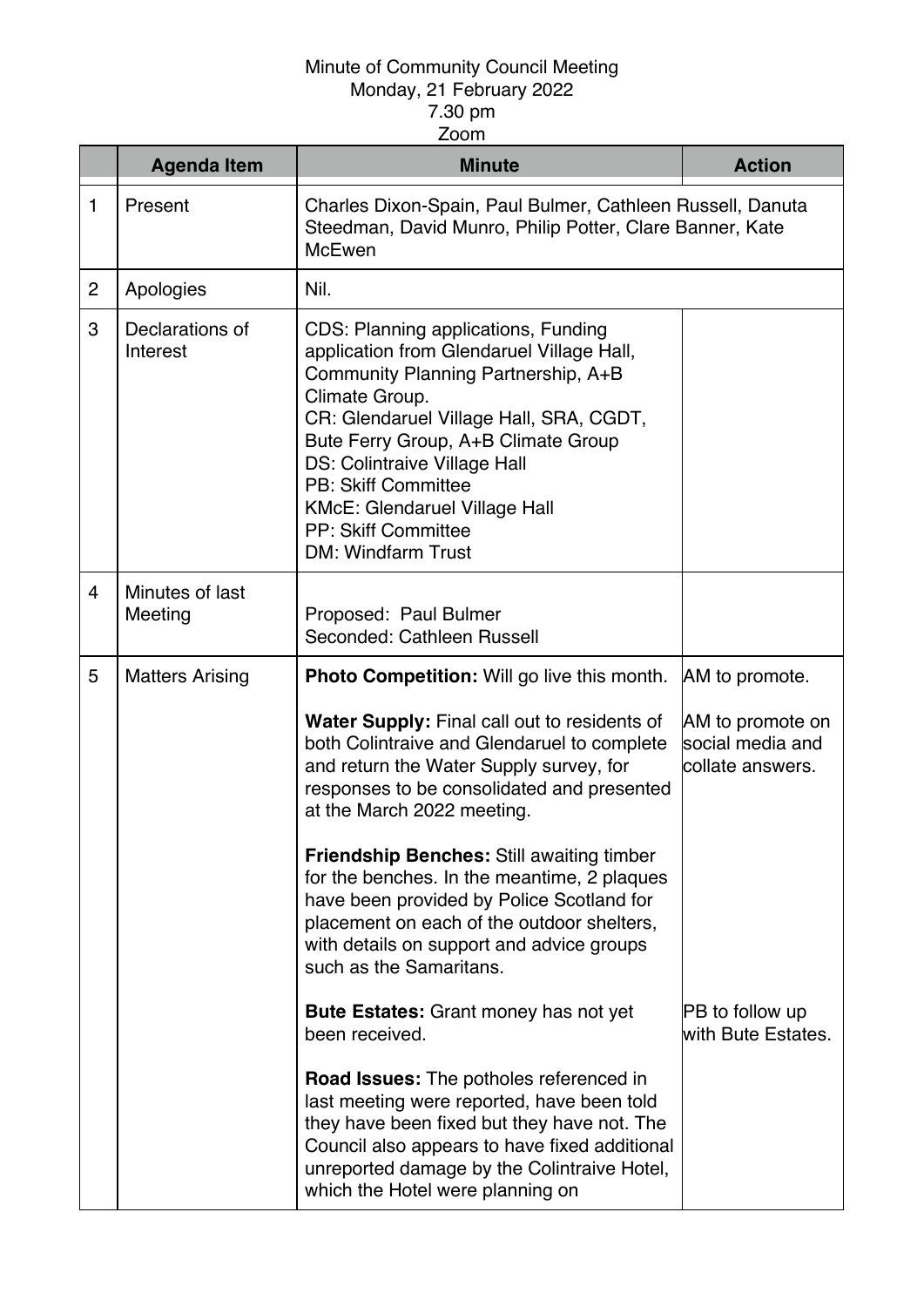Minute of Community Council Meeting
Monday, 21 February 2022
7.30 pm
Zoom

| | Agenda Item | Minute | Action |
|---|---|---|---|
| 1 | Present | Charles Dixon-Spain, Paul Bulmer, Cathleen Russell, Danuta Steedman, David Munro, Philip Potter, Clare Banner, Kate McEwen | |
| 2 | Apologies | Nil. | |
| 3 | Declarations of Interest | CDS: Planning applications, Funding application from Glendaruel Village Hall, Community Planning Partnership, A+B Climate Group.<br>CR: Glendaruel Village Hall, SRA, CGDT, Bute Ferry Group, A+B Climate Group<br>DS: Colintraive Village Hall<br>PB: Skiff Committee<br>KMcE: Glendaruel Village Hall<br>PP: Skiff Committee<br>DM: Windfarm Trust | |
| 4 | Minutes of last Meeting | Proposed: Paul Bulmer<br>Seconded: Cathleen Russell | |
| 5 | Matters Arising | **Photo Competition:** Will go live this month. | AM to promote. |
| | | **Water Supply:** Final call out to residents of both Colintraive and Glendaruel to complete and return the Water Supply survey, for responses to be consolidated and presented at the March 2022 meeting. | AM to promote on social media and collate answers. |
| | | **Friendship Benches:** Still awaiting timber for the benches. In the meantime, 2 plaques have been provided by Police Scotland for placement on each of the outdoor shelters, with details on support and advice groups such as the Samaritans. | |
| | | **Bute Estates:** Grant money has not yet been received. | PB to follow up with Bute Estates. |
| | | **Road Issues:** The potholes referenced in last meeting were reported, have been told they have been fixed but they have not. The Council also appears to have fixed additional unreported damage by the Colintraive Hotel, which the Hotel were planning on | |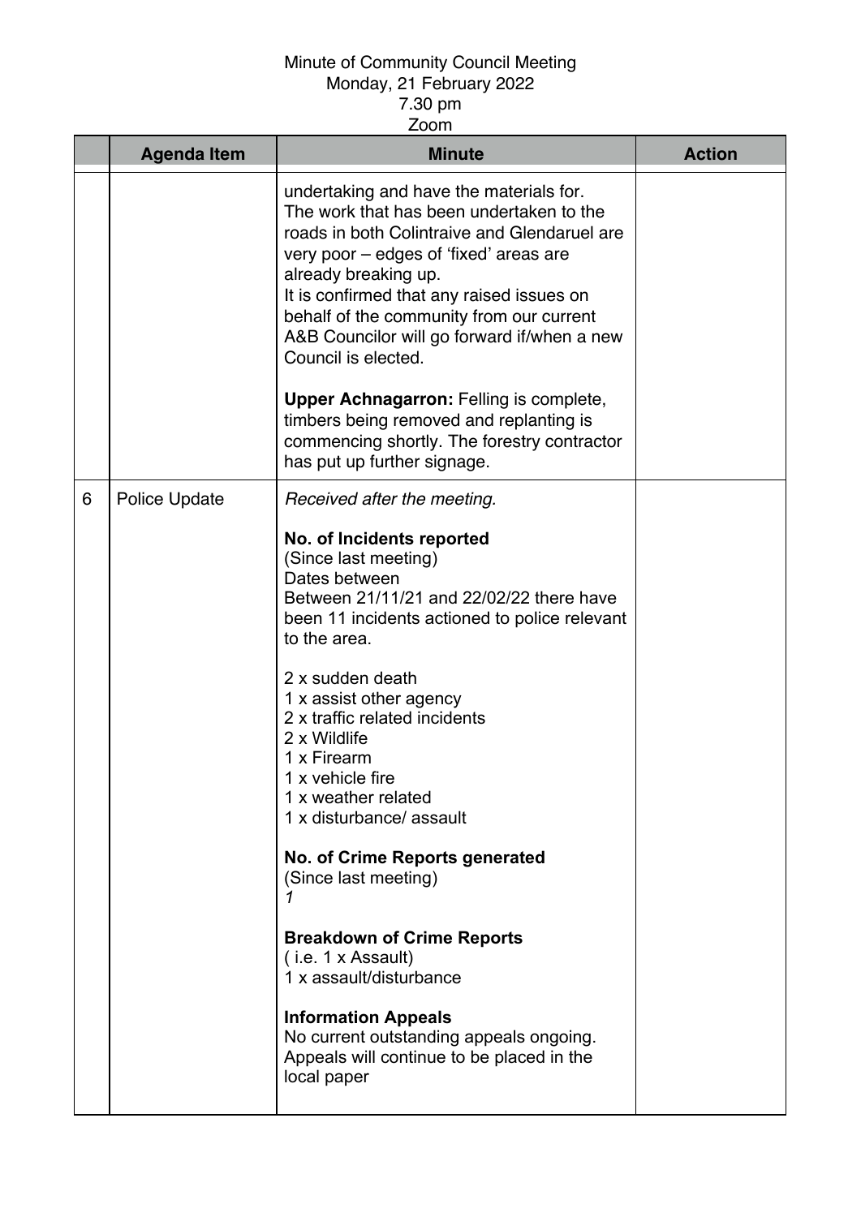Minute of Community Council Meeting
Monday, 21 February 2022
7.30 pm
Zoom

| | Agenda Item | Minute | Action |
|---|---|---|---|
| | | undertaking and have the materials for.<br>The work that has been undertaken to the roads in both Colintraive and Glendaruel are very poor – edges of 'fixed' areas are already breaking up.<br>It is confirmed that any raised issues on behalf of the community from our current A&B Councilor will go forward if/when a new Council is elected.<br><br>**Upper Achnagarron:** Felling is complete, timbers being removed and replanting is commencing shortly. The forestry contractor has put up further signage. | |
| 6 | Police Update | *Received after the meeting.*<br><br>**No. of Incidents reported**<br>(Since last meeting)<br>Dates between<br>Between 21/11/21 and 22/02/22 there have been 11 incidents actioned to police relevant to the area.<br><br>2 x sudden death<br>1 x assist other agency<br>2 x traffic related incidents<br>2 x Wildlife<br>1 x Firearm<br>1 x vehicle fire<br>1 x weather related<br>1 x disturbance/ assault<br><br>**No. of Crime Reports generated**<br>(Since last meeting)<br>*1*<br><br>**Breakdown of Crime Reports**<br>( i.e. 1 x Assault)<br>1 x assault/disturbance<br><br>**Information Appeals**<br>No current outstanding appeals ongoing. Appeals will continue to be placed in the local paper | |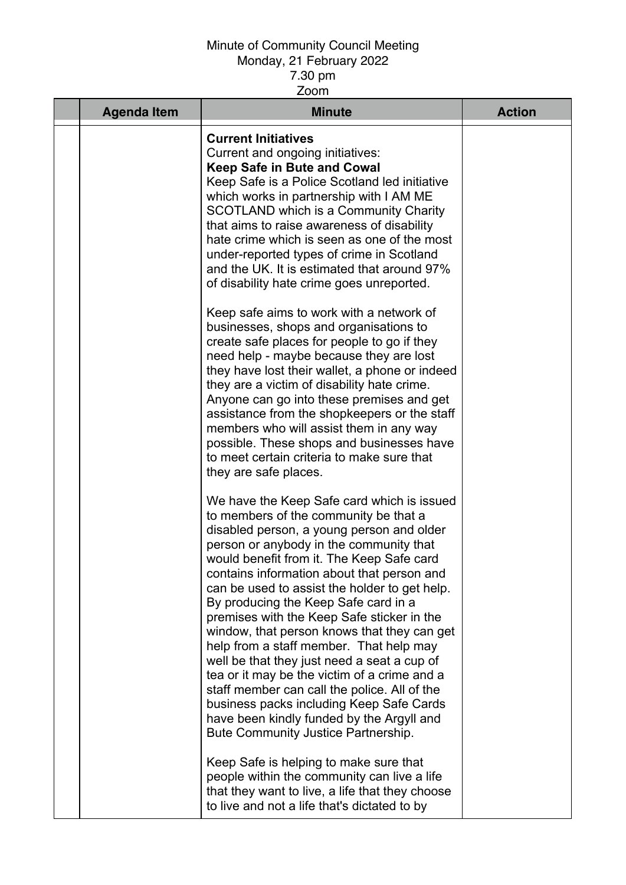Minute of Community Council Meeting
Monday, 21 February 2022
7.30 pm
Zoom

| | Agenda Item | Minute | Action |
|---|---|---|---|
| | | **Current Initiatives**<br>Current and ongoing initiatives:<br>**Keep Safe in Bute and Cowal**<br>Keep Safe is a Police Scotland led initiative which works in partnership with I AM ME SCOTLAND which is a Community Charity that aims to raise awareness of disability hate crime which is seen as one of the most under-reported types of crime in Scotland and the UK. It is estimated that around 97% of disability hate crime goes unreported.<br><br>Keep safe aims to work with a network of businesses, shops and organisations to create safe places for people to go if they need help - maybe because they are lost they have lost their wallet, a phone or indeed they are a victim of disability hate crime. Anyone can go into these premises and get assistance from the shopkeepers or the staff members who will assist them in any way possible. These shops and businesses have to meet certain criteria to make sure that they are safe places.<br><br>We have the Keep Safe card which is issued to members of the community be that a disabled person, a young person and older person or anybody in the community that would benefit from it. The Keep Safe card contains information about that person and can be used to assist the holder to get help. By producing the Keep Safe card in a premises with the Keep Safe sticker in the window, that person knows that they can get help from a staff member. That help may well be that they just need a seat a cup of tea or it may be the victim of a crime and a staff member can call the police. All of the business packs including Keep Safe Cards have been kindly funded by the Argyll and Bute Community Justice Partnership.<br><br>Keep Safe is helping to make sure that people within the community can live a life that they want to live, a life that they choose to live and not a life that's dictated to by | |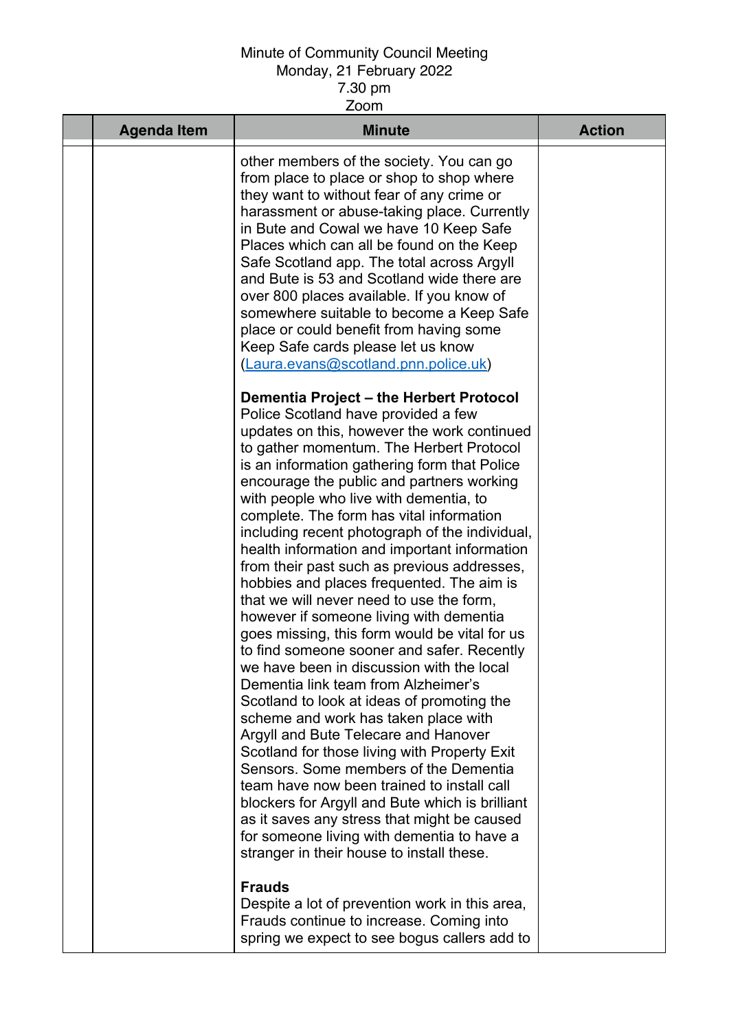Minute of Community Council Meeting
Monday, 21 February 2022
7.30 pm
Zoom

| | Agenda Item | Minute | Action |
|---|---|---|---|
| | | other members of the society. You can go from place to place or shop to shop where they want to without fear of any crime or harassment or abuse-taking place. Currently in Bute and Cowal we have 10 Keep Safe Places which can all be found on the Keep Safe Scotland app. The total across Argyll and Bute is 53 and Scotland wide there are over 800 places available. If you know of somewhere suitable to become a Keep Safe place or could benefit from having some Keep Safe cards please let us know (Laura.evans@scotland.pnn.police.uk)<br><br>**Dementia Project – the Herbert Protocol**<br>Police Scotland have provided a few updates on this, however the work continued to gather momentum. The Herbert Protocol is an information gathering form that Police encourage the public and partners working with people who live with dementia, to complete. The form has vital information including recent photograph of the individual, health information and important information from their past such as previous addresses, hobbies and places frequented. The aim is that we will never need to use the form, however if someone living with dementia goes missing, this form would be vital for us to find someone sooner and safer. Recently we have been in discussion with the local Dementia link team from Alzheimer's Scotland to look at ideas of promoting the scheme and work has taken place with Argyll and Bute Telecare and Hanover Scotland for those living with Property Exit Sensors. Some members of the Dementia team have now been trained to install call blockers for Argyll and Bute which is brilliant as it saves any stress that might be caused for someone living with dementia to have a stranger in their house to install these.<br><br>**Frauds**<br>Despite a lot of prevention work in this area, Frauds continue to increase. Coming into spring we expect to see bogus callers add to | |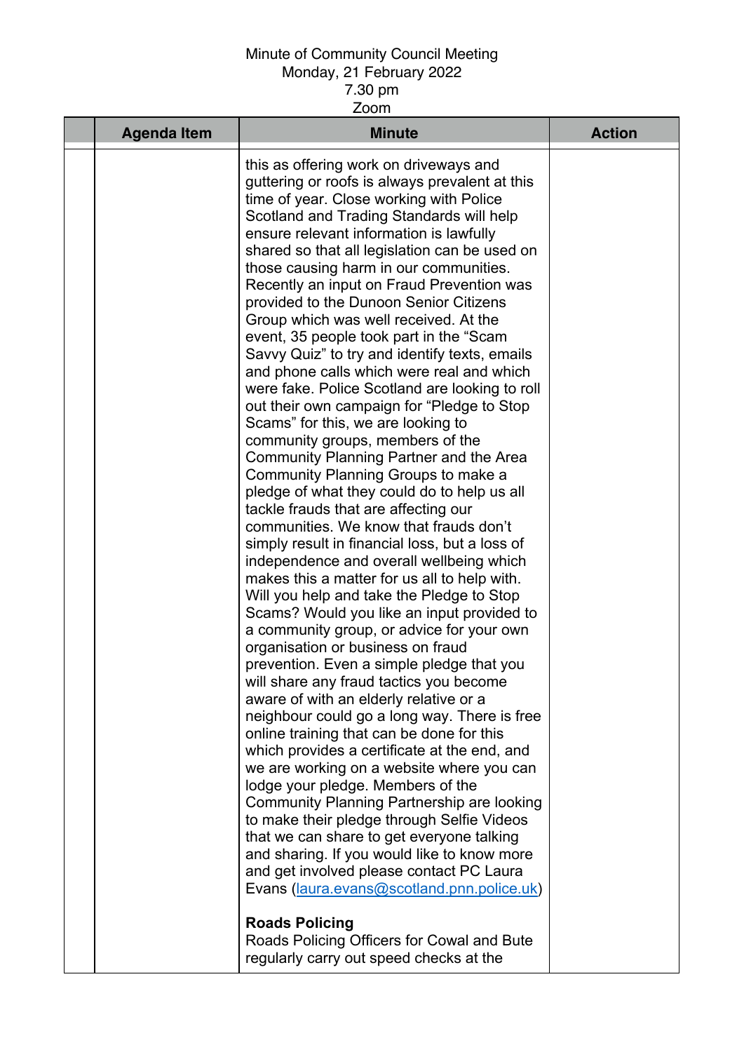Minute of Community Council Meeting
Monday, 21 February 2022
7.30 pm
Zoom

| | Agenda Item | Minute | Action |
|---|---|---|---|
| | | this as offering work on driveways and guttering or roofs is always prevalent at this time of year. Close working with Police Scotland and Trading Standards will help ensure relevant information is lawfully shared so that all legislation can be used on those causing harm in our communities. Recently an input on Fraud Prevention was provided to the Dunoon Senior Citizens Group which was well received. At the event, 35 people took part in the "Scam Savvy Quiz" to try and identify texts, emails and phone calls which were real and which were fake. Police Scotland are looking to roll out their own campaign for "Pledge to Stop Scams" for this, we are looking to community groups, members of the Community Planning Partner and the Area Community Planning Groups to make a pledge of what they could do to help us all tackle frauds that are affecting our communities. We know that frauds don't simply result in financial loss, but a loss of independence and overall wellbeing which makes this a matter for us all to help with. Will you help and take the Pledge to Stop Scams? Would you like an input provided to a community group, or advice for your own organisation or business on fraud prevention. Even a simple pledge that you will share any fraud tactics you become aware of with an elderly relative or a neighbour could go a long way. There is free online training that can be done for this which provides a certificate at the end, and we are working on a website where you can lodge your pledge. Members of the Community Planning Partnership are looking to make their pledge through Selfie Videos that we can share to get everyone talking and sharing. If you would like to know more and get involved please contact PC Laura Evans (laura.evans@scotland.pnn.police.uk)<br><br>**Roads Policing**<br>Roads Policing Officers for Cowal and Bute regularly carry out speed checks at the | |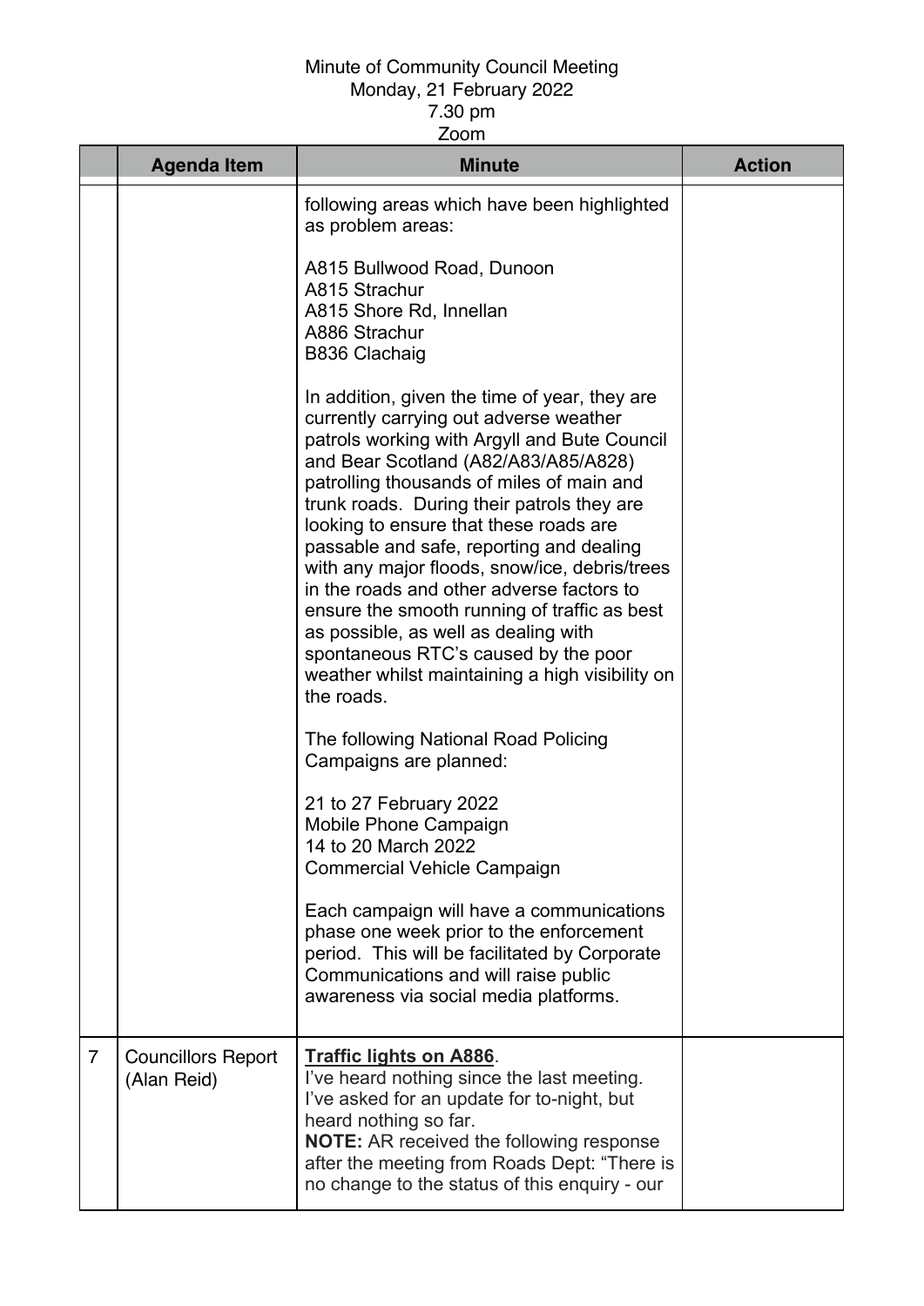Minute of Community Council Meeting
Monday, 21 February 2022
7.30 pm
Zoom

| | Agenda Item | Minute | Action |
|---|---|---|---|
| | | following areas which have been highlighted as problem areas:<br><br>A815 Bullwood Road, Dunoon<br>A815 Strachur<br>A815 Shore Rd, Innellan<br>A886 Strachur<br>B836 Clachaig<br><br>In addition, given the time of year, they are currently carrying out adverse weather patrols working with Argyll and Bute Council and Bear Scotland (A82/A83/A85/A828) patrolling thousands of miles of main and trunk roads. During their patrols they are looking to ensure that these roads are passable and safe, reporting and dealing with any major floods, snow/ice, debris/trees in the roads and other adverse factors to ensure the smooth running of traffic as best as possible, as well as dealing with spontaneous RTC's caused by the poor weather whilst maintaining a high visibility on the roads.<br><br>The following National Road Policing Campaigns are planned:<br><br>21 to 27 February 2022<br>Mobile Phone Campaign<br>14 to 20 March 2022<br>Commercial Vehicle Campaign<br><br>Each campaign will have a communications phase one week prior to the enforcement period. This will be facilitated by Corporate Communications and will raise public awareness via social media platforms. | |
| 7 | Councillors Report (Alan Reid) | <u>**Traffic lights on A886**</u>.<br>I've heard nothing since the last meeting. I've asked for an update for to-night, but heard nothing so far.<br>**NOTE:** AR received the following response after the meeting from Roads Dept: "There is no change to the status of this enquiry - our | |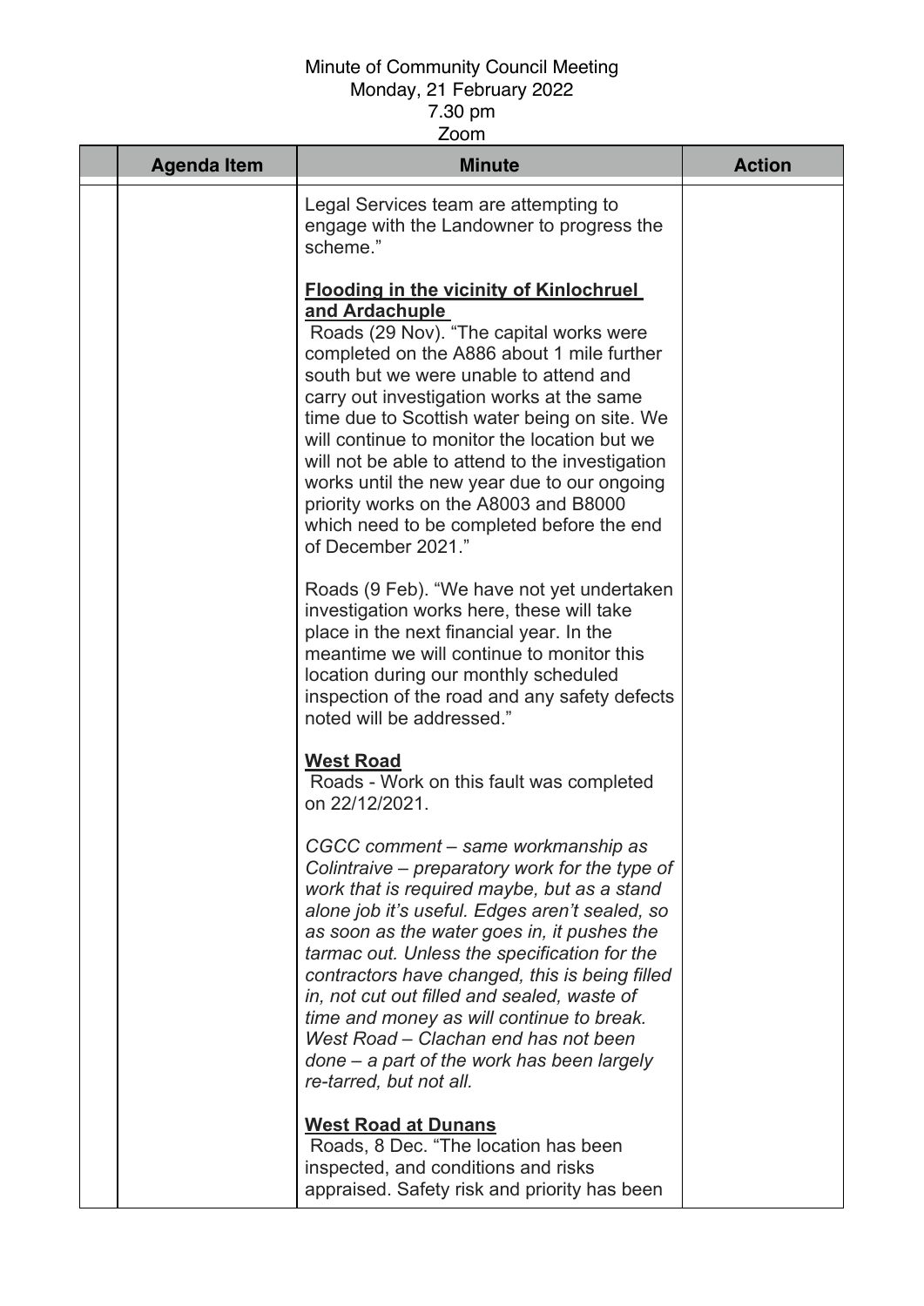Minute of Community Council Meeting
Monday, 21 February 2022
7.30 pm
Zoom

| | Agenda Item | Minute | Action |
|---|---|---|---|
| | | Legal Services team are attempting to engage with the Landowner to progress the scheme."<br><br>**<u>Flooding in the vicinity of Kinlochruel and Ardachuple</u>**<br>Roads (29 Nov). "The capital works were completed on the A886 about 1 mile further south but we were unable to attend and carry out investigation works at the same time due to Scottish water being on site. We will continue to monitor the location but we will not be able to attend to the investigation works until the new year due to our ongoing priority works on the A8003 and B8000 which need to be completed before the end of December 2021."<br><br>Roads (9 Feb). "We have not yet undertaken investigation works here, these will take place in the next financial year. In the meantime we will continue to monitor this location during our monthly scheduled inspection of the road and any safety defects noted will be addressed."<br><br>**<u>West Road</u>**<br>Roads - Work on this fault was completed on 22/12/2021.<br><br>*CGCC comment – same workmanship as Colintraive – preparatory work for the type of work that is required maybe, but as a stand alone job it's useful. Edges aren't sealed, so as soon as the water goes in, it pushes the tarmac out. Unless the specification for the contractors have changed, this is being filled in, not cut out filled and sealed, waste of time and money as will continue to break. West Road – Clachan end has not been done – a part of the work has been largely re-tarred, but not all.*<br><br>**<u>West Road at Dunans</u>**<br>Roads, 8 Dec. "The location has been inspected, and conditions and risks appraised. Safety risk and priority has been | |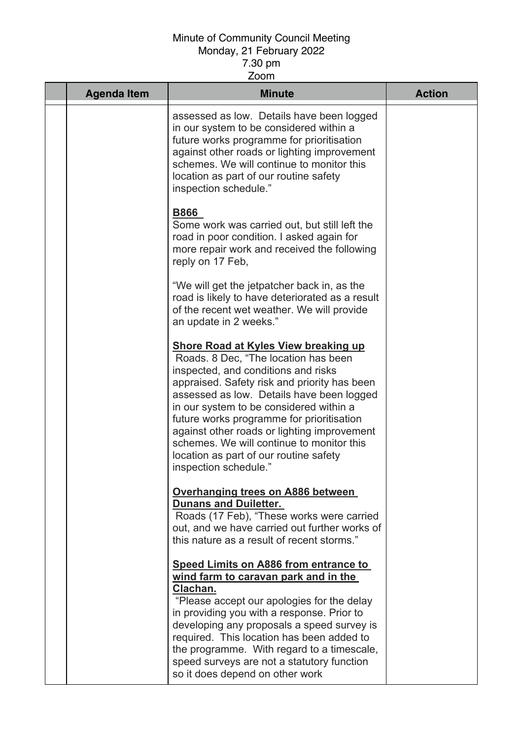Minute of Community Council Meeting
Monday, 21 February 2022
7.30 pm
Zoom

| | Agenda Item | Minute | Action |
|---|---|---|---|
| | | assessed as low. Details have been logged in our system to be considered within a future works programme for prioritisation against other roads or lighting improvement schemes. We will continue to monitor this location as part of our routine safety inspection schedule."<br><br>**<u>B866</u>**<br>Some work was carried out, but still left the road in poor condition. I asked again for more repair work and received the following reply on 17 Feb,<br><br>"We will get the jetpatcher back in, as the road is likely to have deteriorated as a result of the recent wet weather. We will provide an update in 2 weeks."<br><br>**<u>Shore Road at Kyles View breaking up</u>**<br>Roads. 8 Dec, "The location has been inspected, and conditions and risks appraised. Safety risk and priority has been assessed as low. Details have been logged in our system to be considered within a future works programme for prioritisation against other roads or lighting improvement schemes. We will continue to monitor this location as part of our routine safety inspection schedule."<br><br>**<u>Overhanging trees on A886 between Dunans and Duiletter.</u>**<br>Roads (17 Feb), "These works were carried out, and we have carried out further works of this nature as a result of recent storms."<br><br>**<u>Speed Limits on A886 from entrance to wind farm to caravan park and in the Clachan.</u>**<br>"Please accept our apologies for the delay in providing you with a response. Prior to developing any proposals a speed survey is required. This location has been added to the programme. With regard to a timescale, speed surveys are not a statutory function so it does depend on other work | |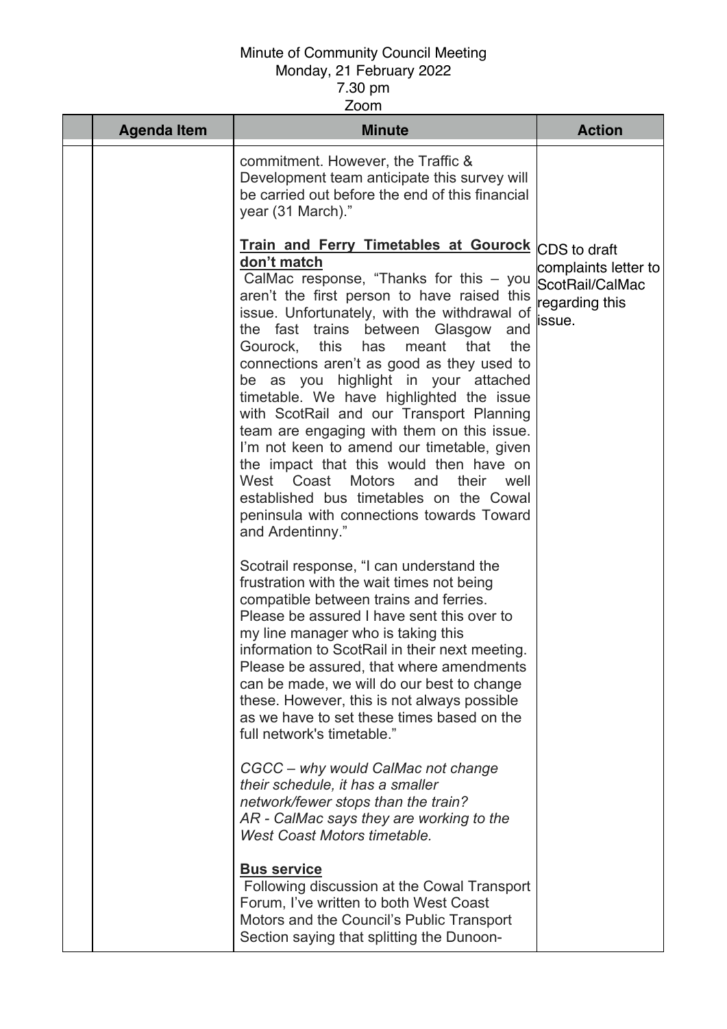Minute of Community Council Meeting
Monday, 21 February 2022
7.30 pm
Zoom

| | Agenda Item | Minute | Action |
|---|---|---|---|
| | | commitment. However, the Traffic & Development team anticipate this survey will be carried out before the end of this financial year (31 March)."<br><br>**Train and Ferry Timetables at Gourock don't match**<br>CalMac response, "Thanks for this – you aren't the first person to have raised this issue. Unfortunately, with the withdrawal of the fast trains between Glasgow and Gourock, this has meant that the connections aren't as good as they used to be as you highlight in your attached timetable. We have highlighted the issue with ScotRail and our Transport Planning team are engaging with them on this issue. I'm not keen to amend our timetable, given the impact that this would then have on West Coast Motors and their well established bus timetables on the Cowal peninsula with connections towards Toward and Ardentinny."<br><br>Scotrail response, "I can understand the frustration with the wait times not being compatible between trains and ferries. Please be assured I have sent this over to my line manager who is taking this information to ScotRail in their next meeting. Please be assured, that where amendments can be made, we will do our best to change these. However, this is not always possible as we have to set these times based on the full network's timetable."<br><br>*CGCC – why would CalMac not change their schedule, it has a smaller network/fewer stops than the train?*<br>*AR - CalMac says they are working to the West Coast Motors timetable.*<br><br>**Bus service**<br>Following discussion at the Cowal Transport Forum, I've written to both West Coast Motors and the Council's Public Transport Section saying that splitting the Dunoon- | CDS to draft complaints letter to ScotRail/CalMac regarding this issue. |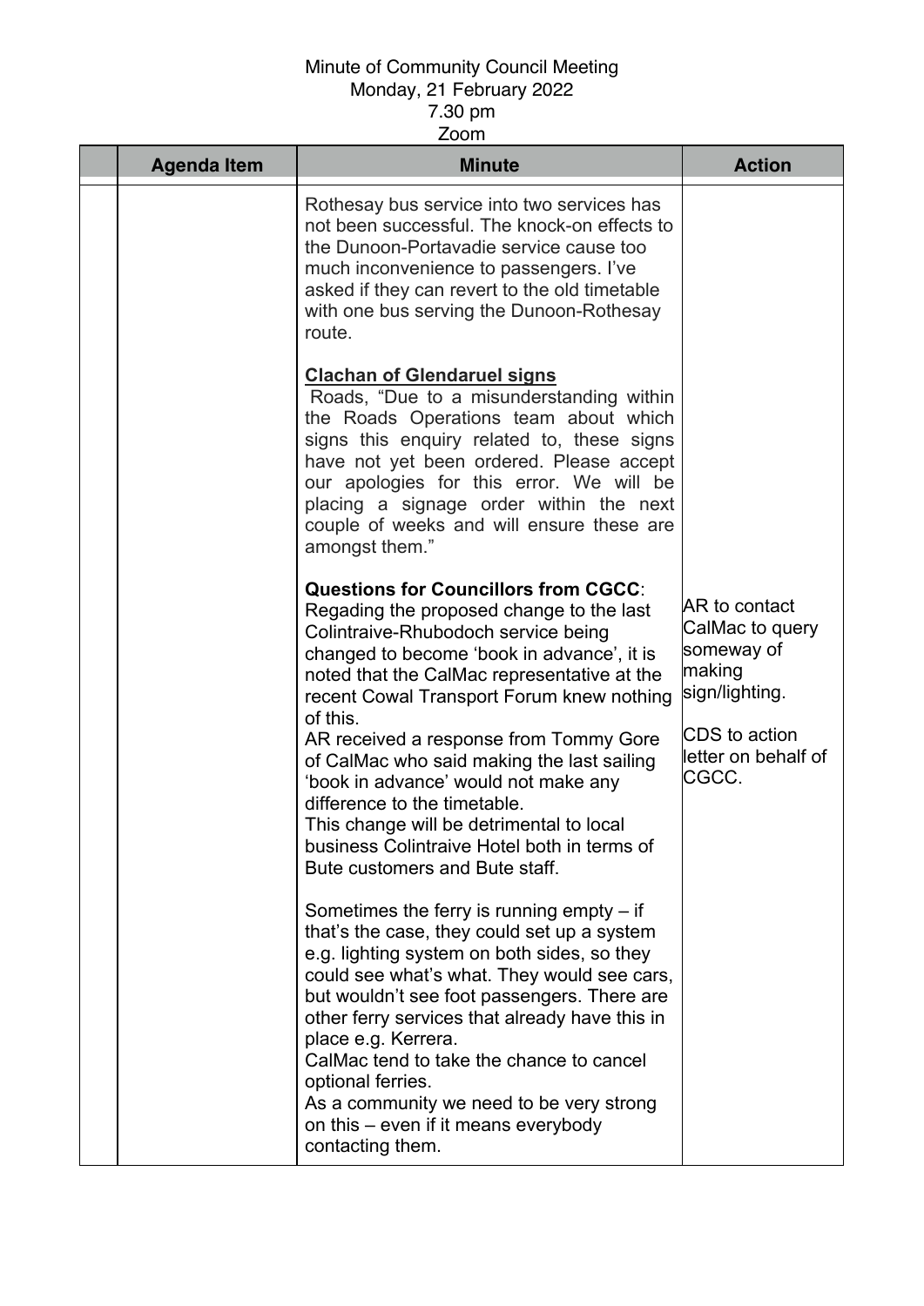Minute of Community Council Meeting
Monday, 21 February 2022
7.30 pm
Zoom

| | Agenda Item | Minute | Action |
|---|---|---|---|
| | | Rothesay bus service into two services has not been successful. The knock-on effects to the Dunoon-Portavadie service cause too much inconvenience to passengers. I've asked if they can revert to the old timetable with one bus serving the Dunoon-Rothesay route.<br><br>**Clachan of Glendaruel signs**<br>Roads, "Due to a misunderstanding within the Roads Operations team about which signs this enquiry related to, these signs have not yet been ordered. Please accept our apologies for this error. We will be placing a signage order within the next couple of weeks and will ensure these are amongst them."<br><br>**Questions for Councillors from CGCC**:<br>Regading the proposed change to the last Colintraive-Rhubodoch service being changed to become 'book in advance', it is noted that the CalMac representative at the recent Cowal Transport Forum knew nothing of this.<br>AR received a response from Tommy Gore of CalMac who said making the last sailing 'book in advance' would not make any difference to the timetable.<br>This change will be detrimental to local business Colintraive Hotel both in terms of Bute customers and Bute staff.<br><br>Sometimes the ferry is running empty – if that's the case, they could set up a system e.g. lighting system on both sides, so they could see what's what. They would see cars, but wouldn't see foot passengers. There are other ferry services that already have this in place e.g. Kerrera.<br>CalMac tend to take the chance to cancel optional ferries.<br>As a community we need to be very strong on this – even if it means everybody contacting them. | AR to contact CalMac to query someway of making sign/lighting.<br><br>CDS to action letter on behalf of CGCC. |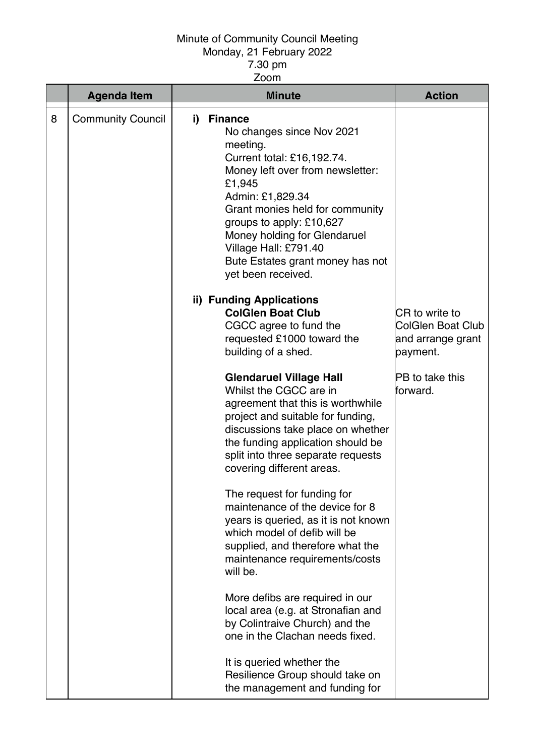Minute of Community Council Meeting
Monday, 21 February 2022
7.30 pm
Zoom

| | Agenda Item | Minute | Action |
|---|---|---|---|
| 8 | Community Council | **i) Finance**<br>No changes since Nov 2021 meeting.<br>Current total: £16,192.74.<br>Money left over from newsletter: £1,945<br>Admin: £1,829.34<br>Grant monies held for community groups to apply: £10,627<br>Money holding for Glendaruel Village Hall: £791.40<br>Bute Estates grant money has not yet been received. | |
| | | **ii) Funding Applications**<br>**ColGlen Boat Club**<br>CGCC agree to fund the requested £1000 toward the building of a shed. | CR to write to ColGlen Boat Club and arrange grant payment. |
| | | **Glendaruel Village Hall**<br>Whilst the CGCC are in agreement that this is worthwhile project and suitable for funding, discussions take place on whether the funding application should be split into three separate requests covering different areas.<br><br>The request for funding for maintenance of the device for 8 years is queried, as it is not known which model of defib will be supplied, and therefore what the maintenance requirements/costs will be.<br><br>More defibs are required in our local area (e.g. at Stronafian and by Colintraive Church) and the one in the Clachan needs fixed.<br><br>It is queried whether the Resilience Group should take on the management and funding for | PB to take this forward. |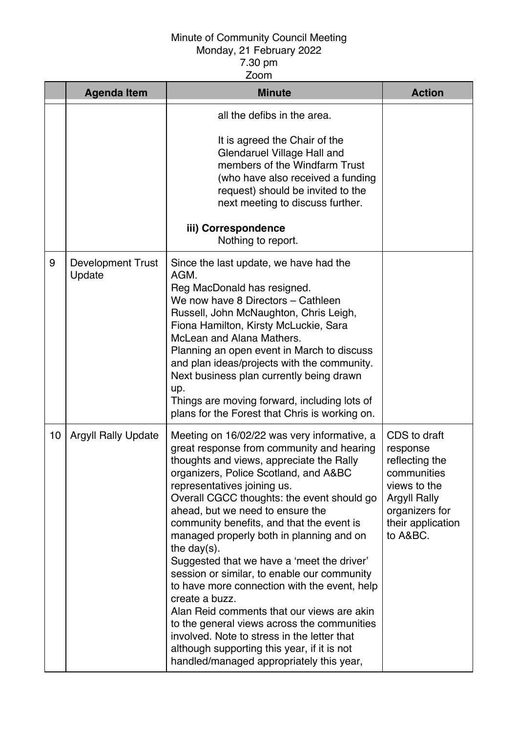Minute of Community Council Meeting
Monday, 21 February 2022
7.30 pm
Zoom

| | Agenda Item | Minute | Action |
|---|---|---|---|
| | | all the defibs in the area.<br><br>It is agreed the Chair of the Glendaruel Village Hall and members of the Windfarm Trust (who have also received a funding request) should be invited to the next meeting to discuss further.<br><br>**iii) Correspondence**<br>Nothing to report. | |
| 9 | Development Trust Update | Since the last update, we have had the AGM.<br>Reg MacDonald has resigned.<br>We now have 8 Directors – Cathleen Russell, John McNaughton, Chris Leigh, Fiona Hamilton, Kirsty McLuckie, Sara McLean and Alana Mathers.<br>Planning an open event in March to discuss and plan ideas/projects with the community.<br>Next business plan currently being drawn up.<br>Things are moving forward, including lots of plans for the Forest that Chris is working on. | |
| 10 | Argyll Rally Update | Meeting on 16/02/22 was very informative, a great response from community and hearing thoughts and views, appreciate the Rally organizers, Police Scotland, and A&BC representatives joining us.<br>Overall CGCC thoughts: the event should go ahead, but we need to ensure the community benefits, and that the event is managed properly both in planning and on the day(s).<br>Suggested that we have a 'meet the driver' session or similar, to enable our community to have more connection with the event, help create a buzz.<br>Alan Reid comments that our views are akin to the general views across the communities involved. Note to stress in the letter that although supporting this year, if it is not handled/managed appropriately this year, | CDS to draft response reflecting the communities views to the Argyll Rally organizers for their application to A&BC. |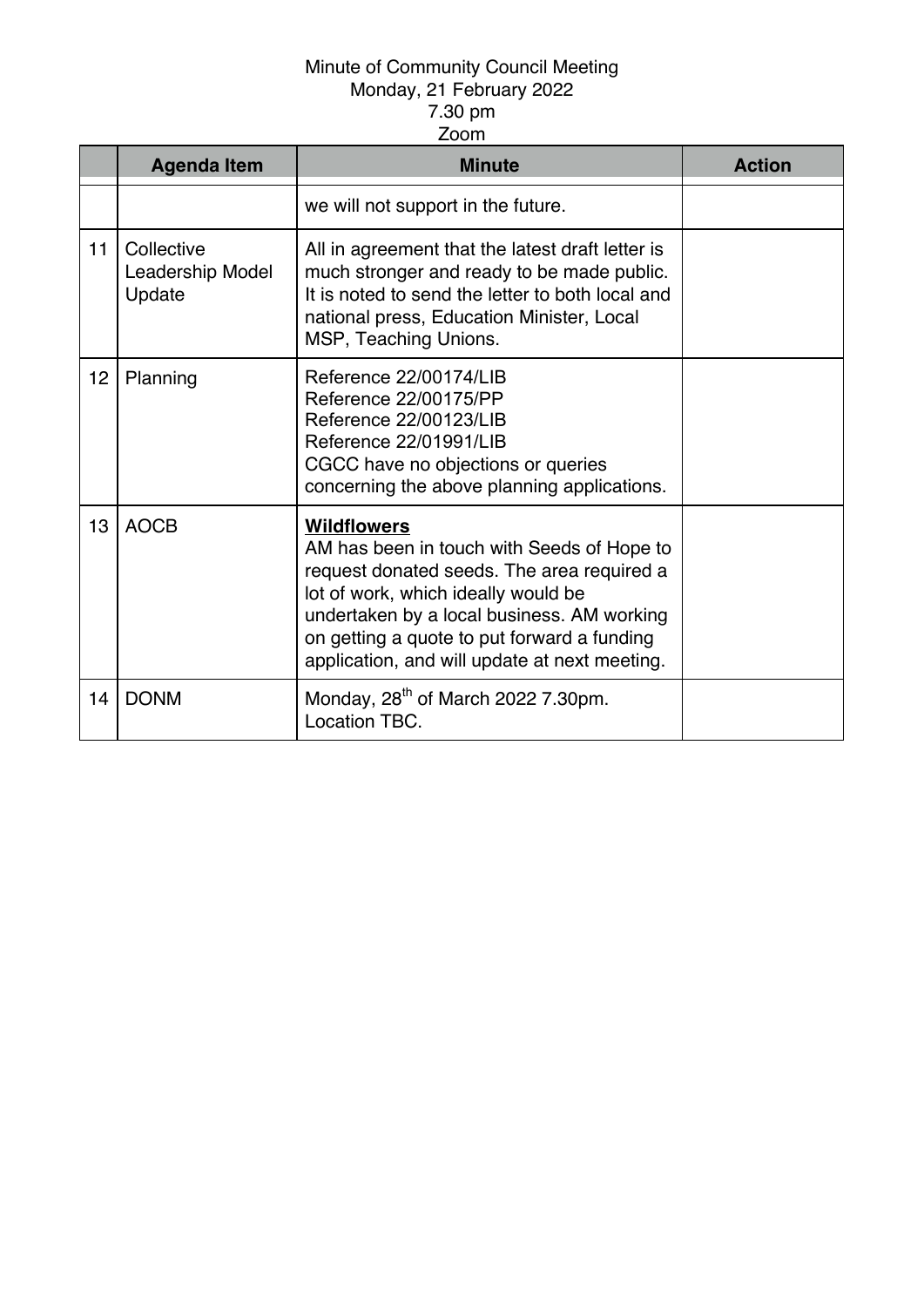Minute of Community Council Meeting
Monday, 21 February 2022
7.30 pm
Zoom

| | Agenda Item | Minute | Action |
|---|---|---|---|
| | | we will not support in the future. | |
| 11 | Collective Leadership Model Update | All in agreement that the latest draft letter is much stronger and ready to be made public. It is noted to send the letter to both local and national press, Education Minister, Local MSP, Teaching Unions. | |
| 12 | Planning | Reference 22/00174/LIB<br>Reference 22/00175/PP<br>Reference 22/00123/LIB<br>Reference 22/01991/LIB<br>CGCC have no objections or queries concerning the above planning applications. | |
| 13 | AOCB | **Wildflowers**<br>AM has been in touch with Seeds of Hope to request donated seeds. The area required a lot of work, which ideally would be undertaken by a local business. AM working on getting a quote to put forward a funding application, and will update at next meeting. | |
| 14 | DONM | Monday, 28th of March 2022 7.30pm.<br>Location TBC. | |